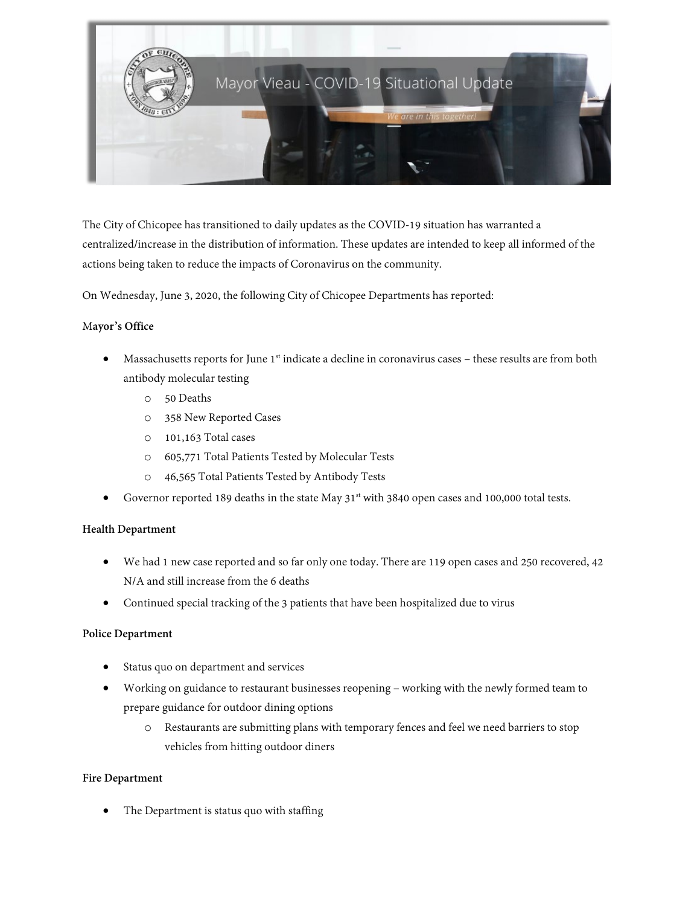# Mayor Vieau - COVID-19 Situational Update

*We are in this together!*

The City of Chicopee has transitioned to daily updates as the COVID-19 situation has warranted a centralized/increase in the distribution of information. These updates are intended to keep all informed of the actions being taken to reduce the impacts of Coronavirus on the community.

On Wednesday, June 3, 2020, the following City of Chicopee Departments has reported:

**Mayor's Office**

- Massachusetts reports for June 1st indicate a decline in coronavirus cases – these results are from both antibody molecular testing
  - 50 Deaths
  - 358 New Reported Cases
  - 101,163 Total cases
  - 605,771 Total Patients Tested by Molecular Tests
  - 46,565 Total Patients Tested by Antibody Tests
- Governor reported 189 deaths in the state May 31st with 3840 open cases and 100,000 total tests.

**Health Department**

- We had 1 new case reported and so far only one today. There are 119 open cases and 250 recovered, 42 N/A and still increase from the 6 deaths
- Continued special tracking of the 3 patients that have been hospitalized due to virus

**Police Department**

- Status quo on department and services
- Working on guidance to restaurant businesses reopening – working with the newly formed team to prepare guidance for outdoor dining options
  - Restaurants are submitting plans with temporary fences and feel we need barriers to stop vehicles from hitting outdoor diners

**Fire Department**

- The Department is status quo with staffing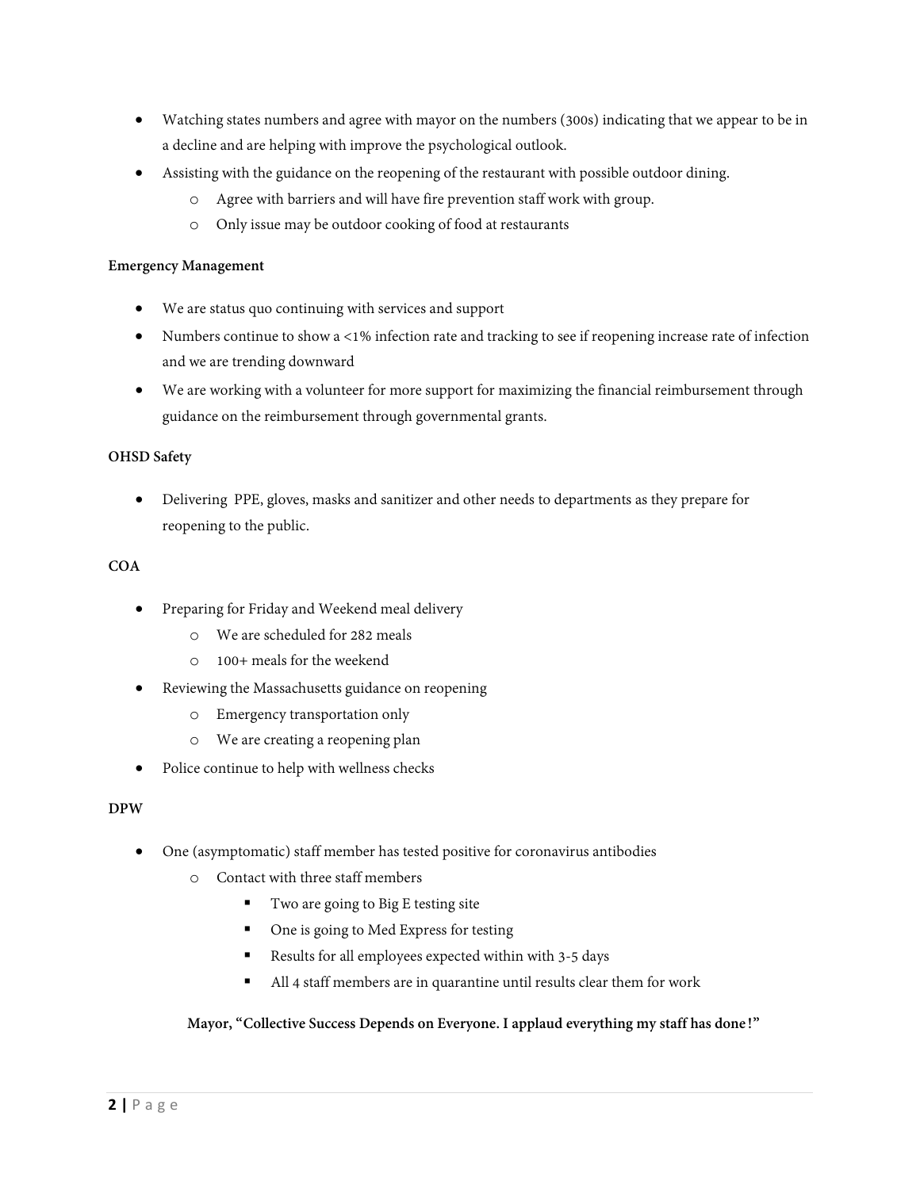- Watching states numbers and agree with mayor on the numbers (300s) indicating that we appear to be in a decline and are helping with improve the psychological outlook.
- Assisting with the guidance on the reopening of the restaurant with possible outdoor dining.
  - Agree with barriers and will have fire prevention staff work with group.
  - Only issue may be outdoor cooking of food at restaurants

**Emergency Management**

- We are status quo continuing with services and support
- Numbers continue to show a <1% infection rate and tracking to see if reopening increase rate of infection and we are trending downward
- We are working with a volunteer for more support for maximizing the financial reimbursement through guidance on the reimbursement through governmental grants.

**OHSD Safety**

- Delivering PPE, gloves, masks and sanitizer and other needs to departments as they prepare for reopening to the public.

**COA**

- Preparing for Friday and Weekend meal delivery
  - We are scheduled for 282 meals
  - 100+ meals for the weekend
- Reviewing the Massachusetts guidance on reopening
  - Emergency transportation only
  - We are creating a reopening plan
- Police continue to help with wellness checks

**DPW**

- One (asymptomatic) staff member has tested positive for coronavirus antibodies
  - Contact with three staff members
    - Two are going to Big E testing site
    - One is going to Med Express for testing
    - Results for all employees expected within with 3-5 days
    - All 4 staff members are in quarantine until results clear them for work

**Mayor, "Collective Success Depends on Everyone. I applaud everything my staff has done!"**